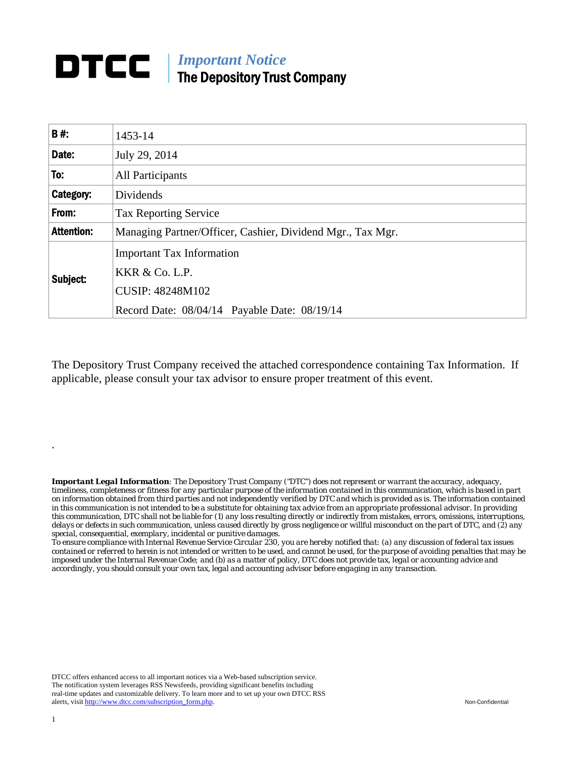# DTCC | *Important Notice* The Depository Trust Company

| **B #:** | 1453-14 |
|---|---|
| **Date:** | July 29, 2014 |
| **To:** | All Participants |
| **Category:** | Dividends |
| **From:** | Tax Reporting Service |
| **Attention:** | Managing Partner/Officer, Cashier, Dividend Mgr., Tax Mgr. |
| **Subject:** | Important Tax Information<br>KKR & Co. L.P.<br>CUSIP: 48248M102<br>Record Date: 08/04/14 Payable Date: 08/19/14 |

The Depository Trust Company received the attached correspondence containing Tax Information. If applicable, please consult your tax advisor to ensure proper treatment of this event.

.

***Important Legal Information**: The Depository Trust Company ("DTC") does not represent or warrant the accuracy, adequacy, timeliness, completeness or fitness for any particular purpose of the information contained in this communication, which is based in part on information obtained from third parties and not independently verified by DTC and which is provided as is. The information contained in this communication is not intended to be a substitute for obtaining tax advice from an appropriate professional advisor. In providing this communication, DTC shall not be liable for (1) any loss resulting directly or indirectly from mistakes, errors, omissions, interruptions, delays or defects in such communication, unless caused directly by gross negligence or willful misconduct on the part of DTC, and (2) any special, consequential, exemplary, incidental or punitive damages.*

*To ensure compliance with Internal Revenue Service Circular 230, you are hereby notified that: (a) any discussion of federal tax issues contained or referred to herein is not intended or written to be used, and cannot be used, for the purpose of avoiding penalties that may be imposed under the Internal Revenue Code; and (b) as a matter of policy, DTC does not provide tax, legal or accounting advice and accordingly, you should consult your own tax, legal and accounting advisor before engaging in any transaction.*

DTCC offers enhanced access to all important notices via a Web-based subscription service. The notification system leverages RSS Newsfeeds, providing significant benefits including real-time updates and customizable delivery. To learn more and to set up your own DTCC RSS alerts, visit http://www.dtcc.com/subscription_form.php.

Non-Confidential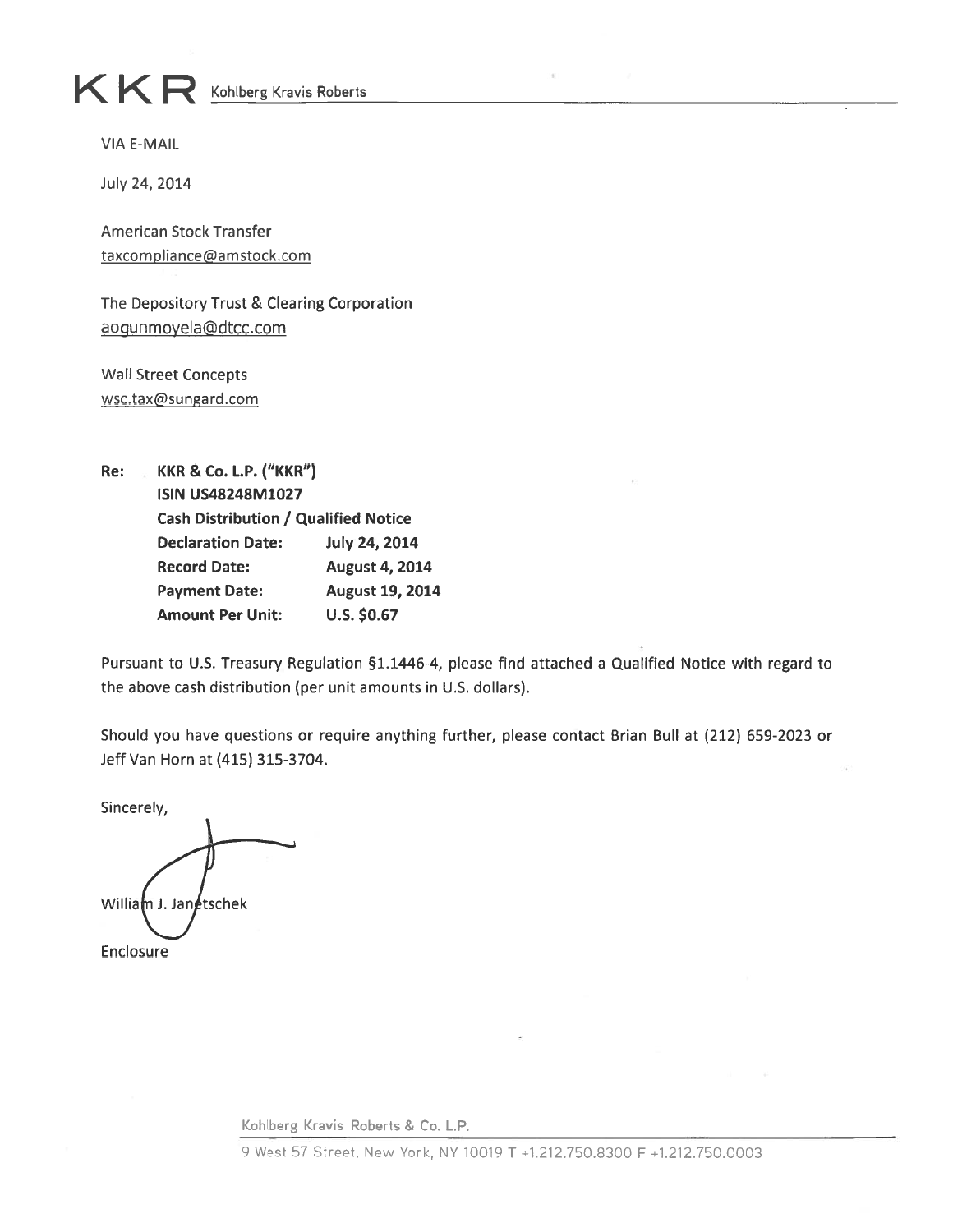# KKR Kohlberg Kravis Roberts

VIA E-MAIL

July 24, 2014

American Stock Transfer
taxcompliance@amstock.com

The Depository Trust & Clearing Corporation
aogunmoyela@dtcc.com

Wall Street Concepts
wsc.tax@sungard.com

**Re: KKR & Co. L.P. ("KKR")**
**ISIN US48248M1027**
**Cash Distribution / Qualified Notice**

| | |
|---|---|
| **Declaration Date:** | **July 24, 2014** |
| **Record Date:** | **August 4, 2014** |
| **Payment Date:** | **August 19, 2014** |
| **Amount Per Unit:** | **U.S. $0.67** |

Pursuant to U.S. Treasury Regulation §1.1446-4, please find attached a Qualified Notice with regard to the above cash distribution (per unit amounts in U.S. dollars).

Should you have questions or require anything further, please contact Brian Bull at (212) 659-2023 or Jeff Van Horn at (415) 315-3704.

Sincerely,

William J. Janetschek

Enclosure

Kohlberg Kravis Roberts & Co. L.P.

9 West 57 Street, New York, NY 10019 T +1.212.750.8300 F +1.212.750.0003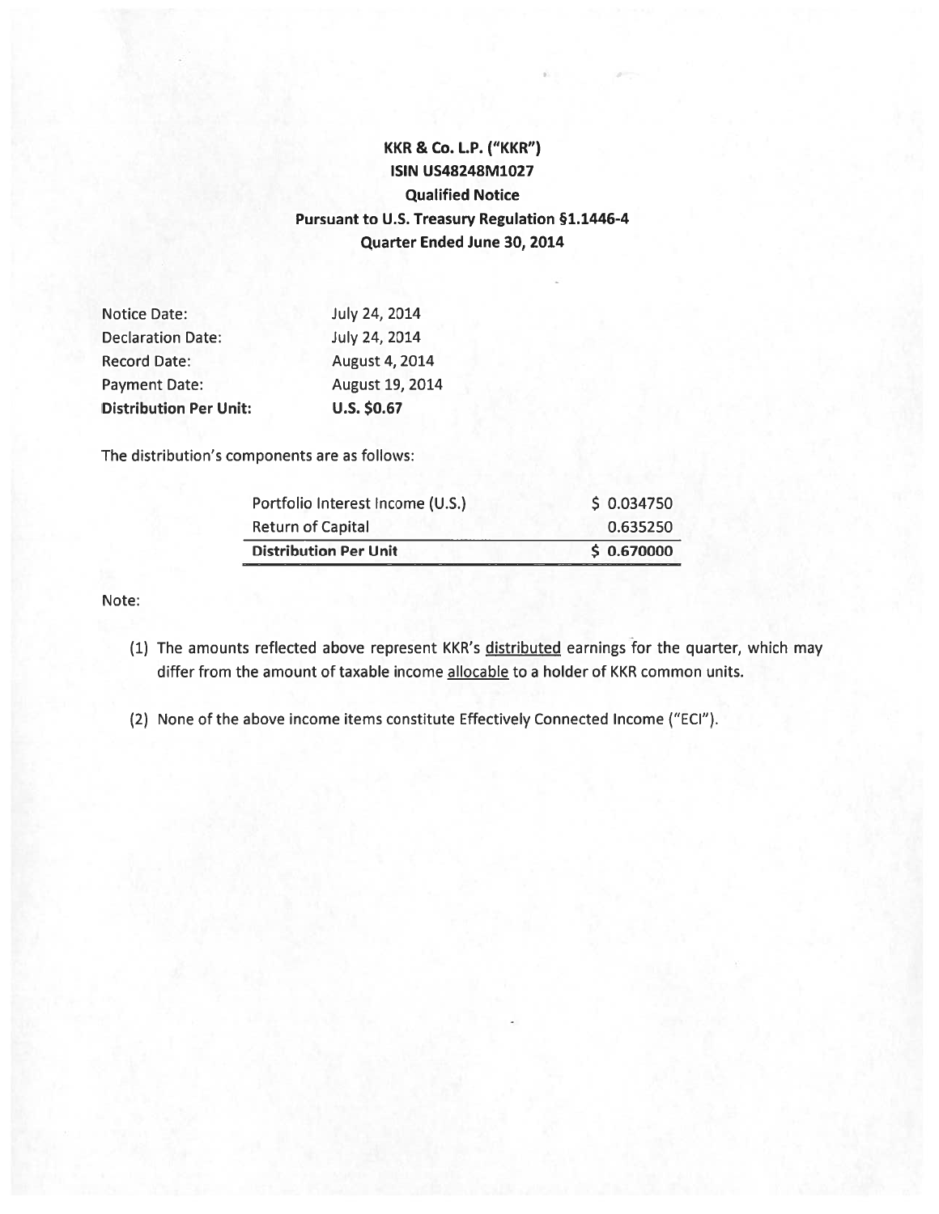# KKR & Co. L.P. ("KKR")
## ISIN US48248M1027
## Qualified Notice
## Pursuant to U.S. Treasury Regulation §1.1446-4
## Quarter Ended June 30, 2014

| | |
|---|---|
| Notice Date: | July 24, 2014 |
| Declaration Date: | July 24, 2014 |
| Record Date: | August 4, 2014 |
| Payment Date: | August 19, 2014 |
| **Distribution Per Unit:** | **U.S. $0.67** |

The distribution's components are as follows:

| | |
|---|---|
| Portfolio Interest Income (U.S.) | $ 0.034750 |
| Return of Capital | 0.635250 |
| **Distribution Per Unit** | **$ 0.670000** |

Note:

(1) The amounts reflected above represent KKR's distributed earnings for the quarter, which may differ from the amount of taxable income allocable to a holder of KKR common units.

(2) None of the above income items constitute Effectively Connected Income ("ECI").